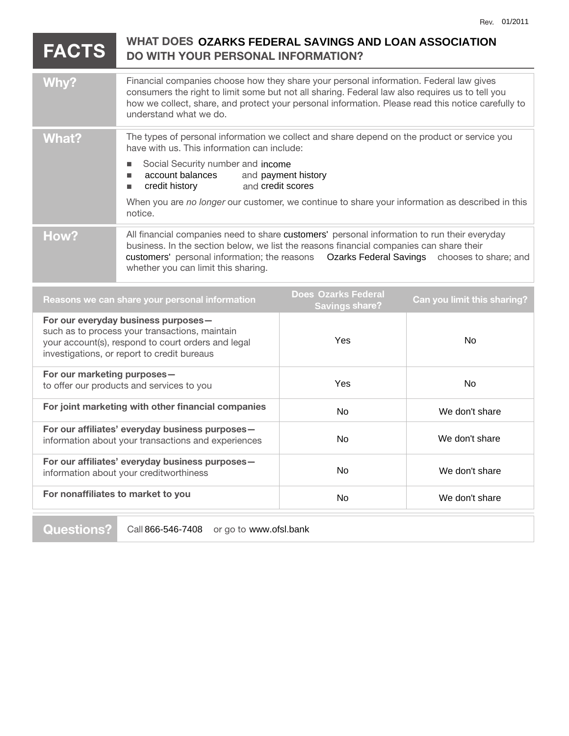Rev. 01/2011

# FACTS — WHAT DOES OZARKS FEDERAL SAVINGS AND LOAN ASSOCIATION DO WITH YOUR PERSONAL INFORMATION?

| | |
|---|---|
| **Why?** | Financial companies choose how they share your personal information. Federal law gives consumers the right to limit some but not all sharing. Federal law also requires us to tell you how we collect, share, and protect your personal information. Please read this notice carefully to understand what we do. |
| **What?** | The types of personal information we collect and share depend on the product or service you have with us. This information can include: <br>■ Social Security number and income <br>■ account balances and payment history <br>■ credit history and credit scores <br><br>When you are *no longer* our customer, we continue to share your information as described in this notice. |
| **How?** | All financial companies need to share customers' personal information to run their everyday business. In the section below, we list the reasons financial companies can share their customers' personal information; the reasons Ozarks Federal Savings chooses to share; and whether you can limit this sharing. |

| Reasons we can share your personal information | Does Ozarks Federal Savings share? | Can you limit this sharing? |
|---|---|---|
| **For our everyday business purposes—** such as to process your transactions, maintain your account(s), respond to court orders and legal investigations, or report to credit bureaus | Yes | No |
| **For our marketing purposes—** to offer our products and services to you | Yes | No |
| **For joint marketing with other financial companies** | No | We don't share |
| **For our affiliates' everyday business purposes—** information about your transactions and experiences | No | We don't share |
| **For our affiliates' everyday business purposes—** information about your creditworthiness | No | We don't share |
| **For nonaffiliates to market to you** | No | We don't share |

| | |
|---|---|
| **Questions?** | Call 866-546-7408 or go to www.ofsl.bank |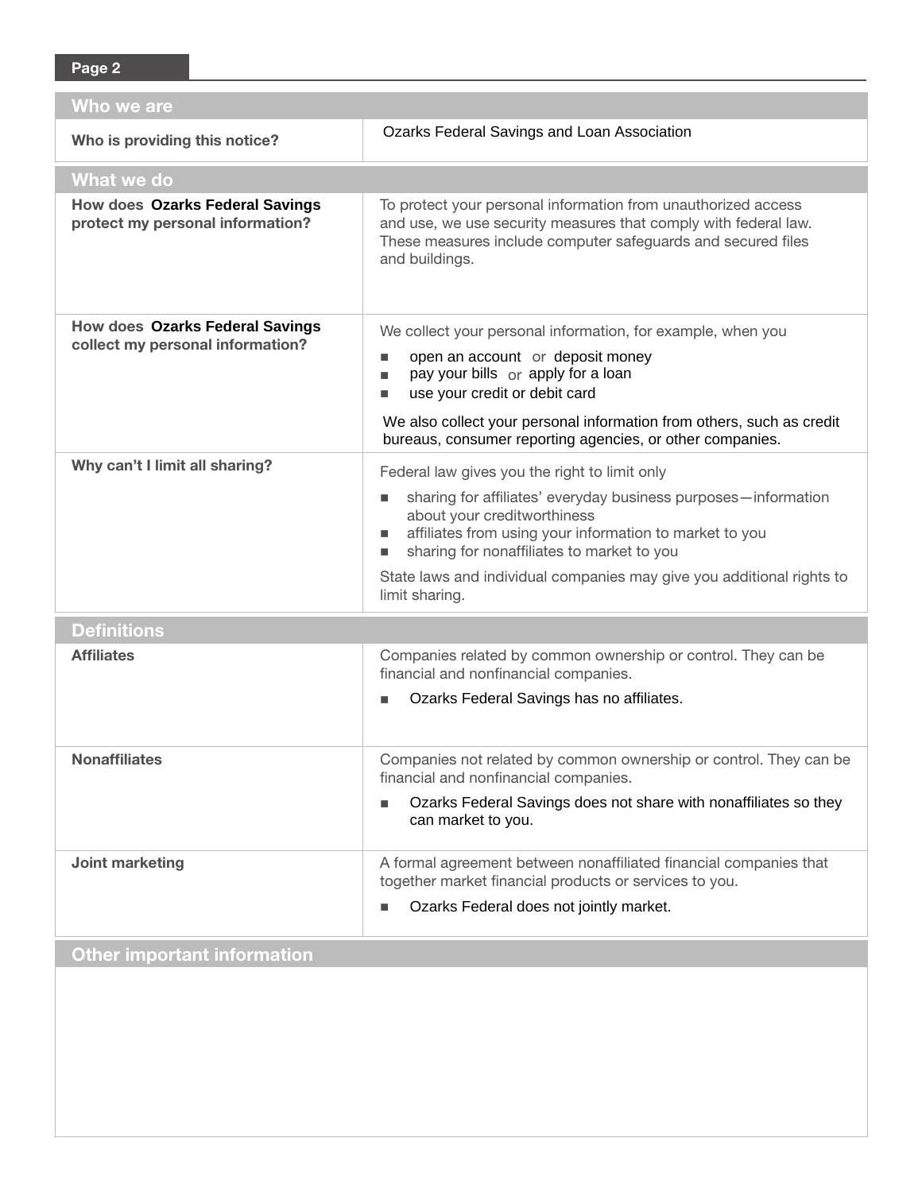## Who we are

| | |
|---|---|
| **Who is providing this notice?** | Ozarks Federal Savings and Loan Association |

## What we do

| | |
|---|---|
| **How does Ozarks Federal Savings protect my personal information?** | To protect your personal information from unauthorized access and use, we use security measures that comply with federal law. These measures include computer safeguards and secured files and buildings. |
| **How does Ozarks Federal Savings collect my personal information?** | We collect your personal information, for example, when you<br>■ open an account or deposit money<br>■ pay your bills or apply for a loan<br>■ use your credit or debit card<br><br>We also collect your personal information from others, such as credit bureaus, consumer reporting agencies, or other companies. |
| **Why can't I limit all sharing?** | Federal law gives you the right to limit only<br>■ sharing for affiliates' everyday business purposes—information about your creditworthiness<br>■ affiliates from using your information to market to you<br>■ sharing for nonaffiliates to market to you<br><br>State laws and individual companies may give you additional rights to limit sharing. |

## Definitions

| | |
|---|---|
| **Affiliates** | Companies related by common ownership or control. They can be financial and nonfinancial companies.<br>■ Ozarks Federal Savings has no affiliates. |
| **Nonaffiliates** | Companies not related by common ownership or control. They can be financial and nonfinancial companies.<br>■ Ozarks Federal Savings does not share with nonaffiliates so they can market to you. |
| **Joint marketing** | A formal agreement between nonaffiliated financial companies that together market financial products or services to you.<br>■ Ozarks Federal does not jointly market. |

## Other important information